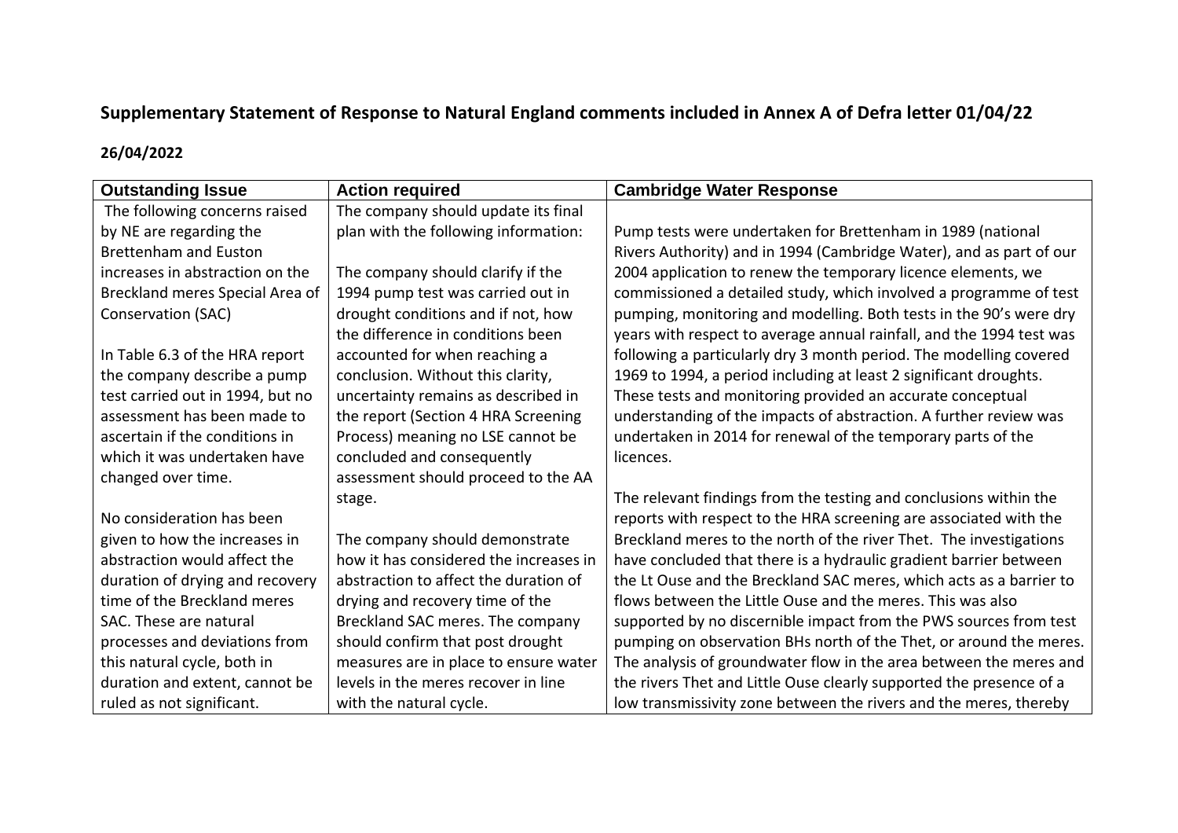# Supplementary Statement of Response to Natural England comments included in Annex A of Defra letter 01/04/22

**26/04/2022**

| Outstanding Issue | Action required | Cambridge Water Response |
|---|---|---|
| The following concerns raised by NE are regarding the Brettenham and Euston increases in abstraction on the Breckland meres Special Area of Conservation (SAC)<br><br>In Table 6.3 of the HRA report the company describe a pump test carried out in 1994, but no assessment has been made to ascertain if the conditions in which it was undertaken have changed over time.<br><br>No consideration has been given to how the increases in abstraction would affect the duration of drying and recovery time of the Breckland meres SAC. These are natural processes and deviations from this natural cycle, both in duration and extent, cannot be ruled as not significant. | The company should update its final plan with the following information:<br><br>The company should clarify if the 1994 pump test was carried out in drought conditions and if not, how the difference in conditions been accounted for when reaching a conclusion. Without this clarity, uncertainty remains as described in the report (Section 4 HRA Screening Process) meaning no LSE cannot be concluded and consequently assessment should proceed to the AA stage.<br><br>The company should demonstrate how it has considered the increases in abstraction to affect the duration of drying and recovery time of the Breckland SAC meres. The company should confirm that post drought measures are in place to ensure water levels in the meres recover in line with the natural cycle. | Pump tests were undertaken for Brettenham in 1989 (national Rivers Authority) and in 1994 (Cambridge Water), and as part of our 2004 application to renew the temporary licence elements, we commissioned a detailed study, which involved a programme of test pumping, monitoring and modelling. Both tests in the 90's were dry years with respect to average annual rainfall, and the 1994 test was following a particularly dry 3 month period. The modelling covered 1969 to 1994, a period including at least 2 significant droughts. These tests and monitoring provided an accurate conceptual understanding of the impacts of abstraction. A further review was undertaken in 2014 for renewal of the temporary parts of the licences.<br><br>The relevant findings from the testing and conclusions within the reports with respect to the HRA screening are associated with the Breckland meres to the north of the river Thet. The investigations have concluded that there is a hydraulic gradient barrier between the Lt Ouse and the Breckland SAC meres, which acts as a barrier to flows between the Little Ouse and the meres. This was also supported by no discernible impact from the PWS sources from test pumping on observation BHs north of the Thet, or around the meres. The analysis of groundwater flow in the area between the meres and the rivers Thet and Little Ouse clearly supported the presence of a low transmissivity zone between the rivers and the meres, thereby |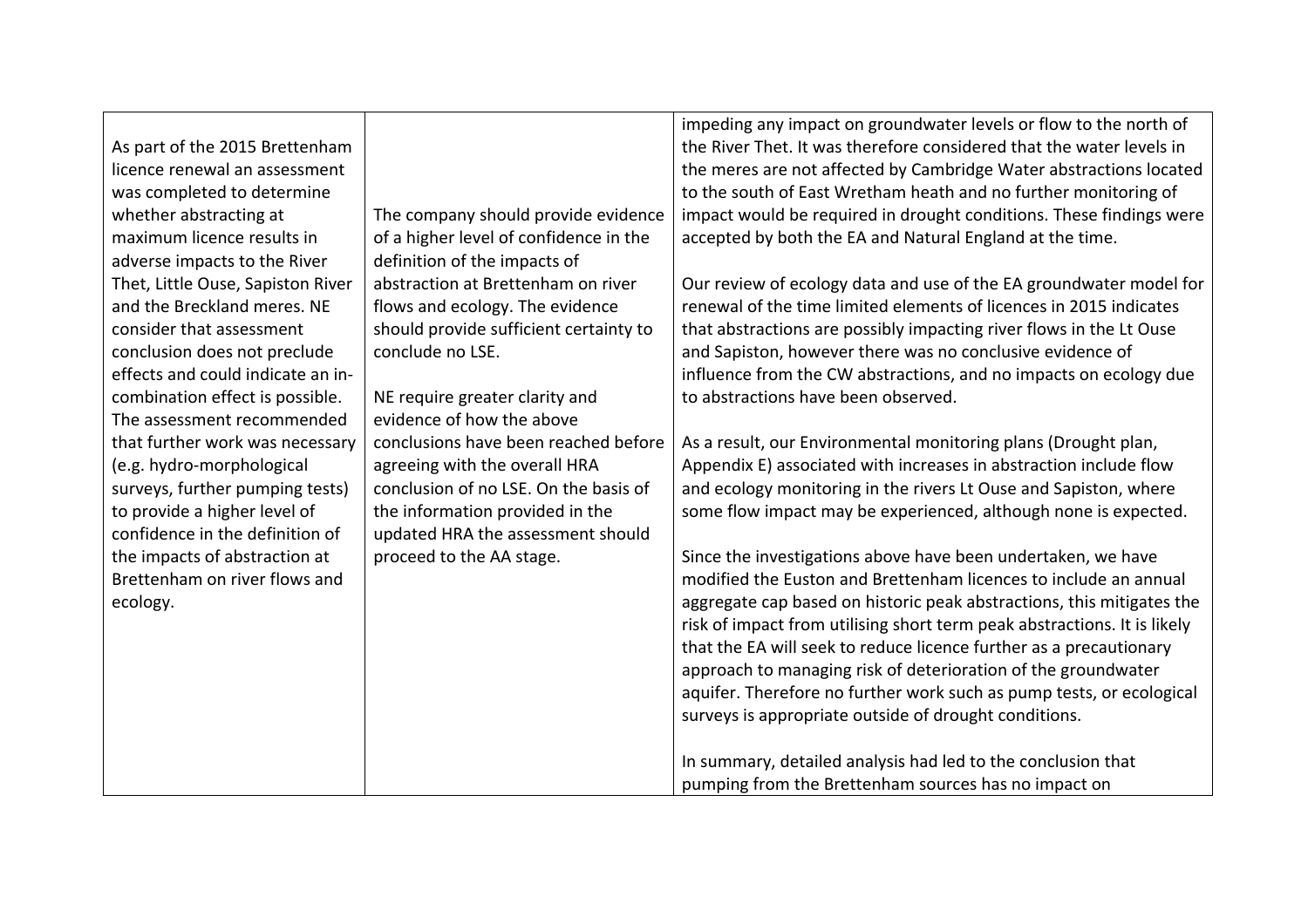| | | |
|---|---|---|
| As part of the 2015 Brettenham licence renewal an assessment was completed to determine whether abstracting at maximum licence results in adverse impacts to the River Thet, Little Ouse, Sapiston River and the Breckland meres. NE consider that assessment conclusion does not preclude effects and could indicate an in-combination effect is possible. The assessment recommended that further work was necessary (e.g. hydro-morphological surveys, further pumping tests) to provide a higher level of confidence in the definition of the impacts of abstraction at Brettenham on river flows and ecology. | The company should provide evidence of a higher level of confidence in the definition of the impacts of abstraction at Brettenham on river flows and ecology. The evidence should provide sufficient certainty to conclude no LSE.<br><br>NE require greater clarity and evidence of how the above conclusions have been reached before agreeing with the overall HRA conclusion of no LSE. On the basis of the information provided in the updated HRA the assessment should proceed to the AA stage. | impeding any impact on groundwater levels or flow to the north of the River Thet. It was therefore considered that the water levels in the meres are not affected by Cambridge Water abstractions located to the south of East Wretham heath and no further monitoring of impact would be required in drought conditions. These findings were accepted by both the EA and Natural England at the time.<br><br>Our review of ecology data and use of the EA groundwater model for renewal of the time limited elements of licences in 2015 indicates that abstractions are possibly impacting river flows in the Lt Ouse and Sapiston, however there was no conclusive evidence of influence from the CW abstractions, and no impacts on ecology due to abstractions have been observed.<br><br>As a result, our Environmental monitoring plans (Drought plan, Appendix E) associated with increases in abstraction include flow and ecology monitoring in the rivers Lt Ouse and Sapiston, where some flow impact may be experienced, although none is expected.<br><br>Since the investigations above have been undertaken, we have modified the Euston and Brettenham licences to include an annual aggregate cap based on historic peak abstractions, this mitigates the risk of impact from utilising short term peak abstractions. It is likely that the EA will seek to reduce licence further as a precautionary approach to managing risk of deterioration of the groundwater aquifer. Therefore no further work such as pump tests, or ecological surveys is appropriate outside of drought conditions.<br><br>In summary, detailed analysis had led to the conclusion that pumping from the Brettenham sources has no impact on |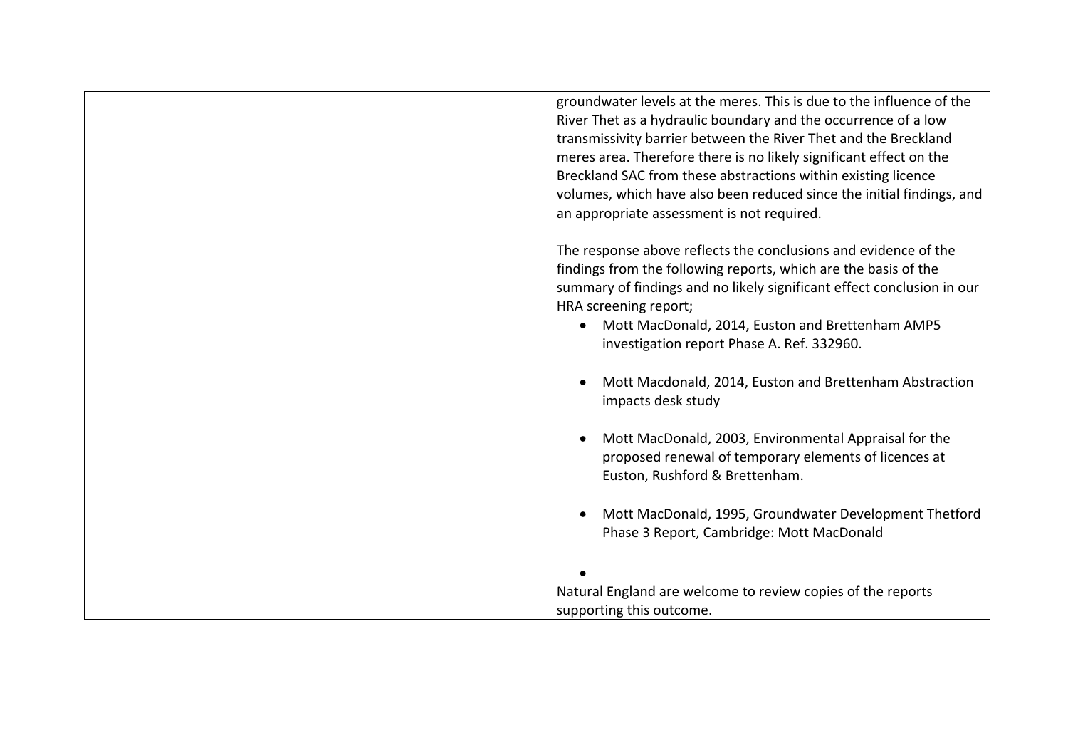| | | |
|---|---|---|
| | | groundwater levels at the meres. This is due to the influence of the River Thet as a hydraulic boundary and the occurrence of a low transmissivity barrier between the River Thet and the Breckland meres area. Therefore there is no likely significant effect on the Breckland SAC from these abstractions within existing licence volumes, which have also been reduced since the initial findings, and an appropriate assessment is not required.<br><br>The response above reflects the conclusions and evidence of the findings from the following reports, which are the basis of the summary of findings and no likely significant effect conclusion in our HRA screening report;<br>• Mott MacDonald, 2014, Euston and Brettenham AMP5 investigation report Phase A. Ref. 332960.<br>• Mott Macdonald, 2014, Euston and Brettenham Abstraction impacts desk study<br>• Mott MacDonald, 2003, Environmental Appraisal for the proposed renewal of temporary elements of licences at Euston, Rushford & Brettenham.<br>• Mott MacDonald, 1995, Groundwater Development Thetford Phase 3 Report, Cambridge: Mott MacDonald<br>•<br>Natural England are welcome to review copies of the reports supporting this outcome. |